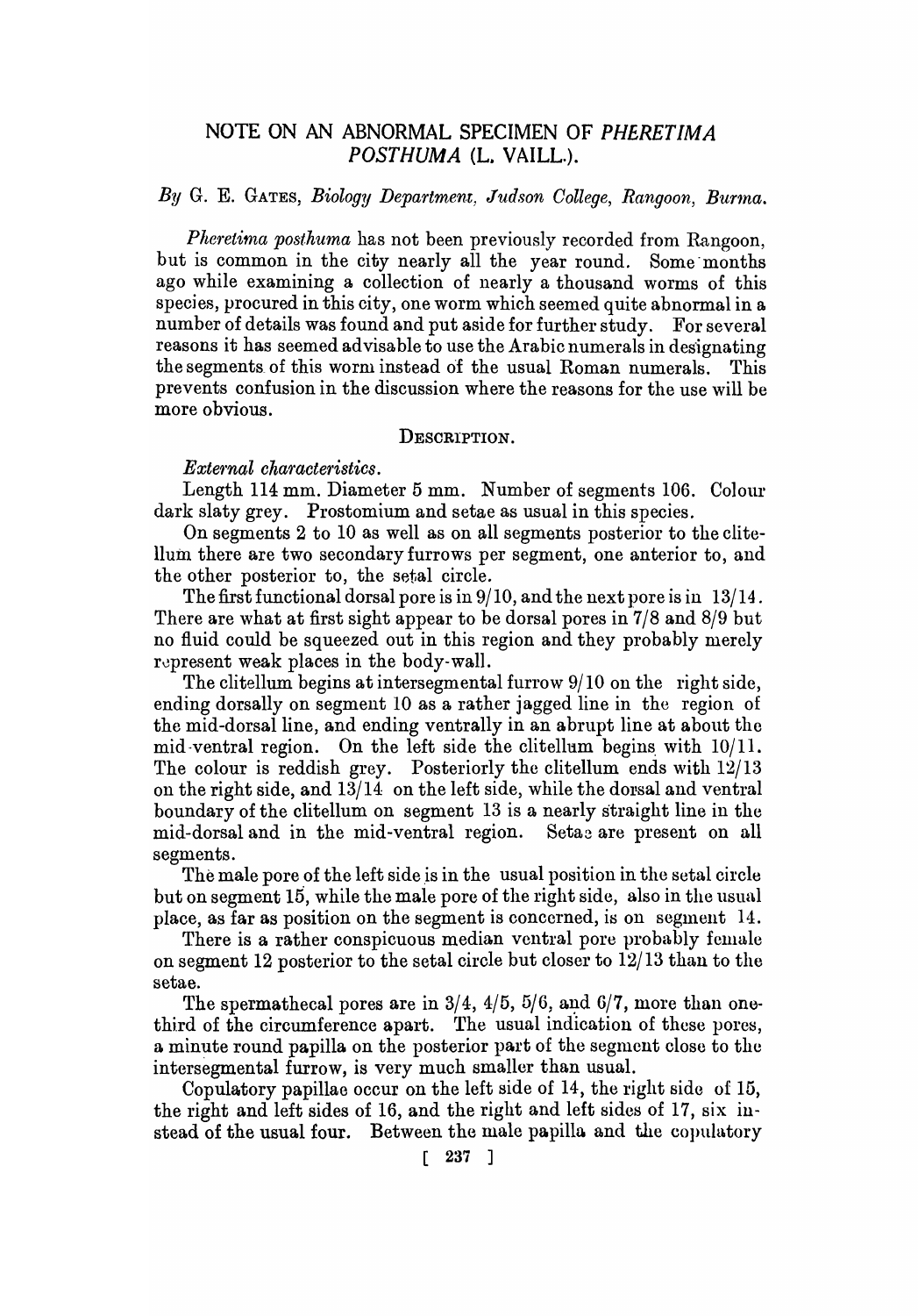# NOTE ON AN ABNORMAL SPECIMEN OF *PHERETIMA POSTHUMA* (L. VAILL.).

*By* G. E. GATES, *Biology Department, Judson College, Rangoon, Burma.*

*Pheretima posthuma* has not been previously recorded from Rangoon, but is common in the city nearly all the year round. Some months ago while examining a collection of nearly a thousand worms of this species, procured in this city, one worm which seemed quite abnormal in a number of details was found and put aside for further study. For several reasons it has seemed advisable to use the Arabic numerals in designating the segments of this worm instead of the usual Roman numerals. This prevents confusion in the discussion where the reasons for the use will be more obvious.

## DESCRIPTION.

### *External characteristics.*

Length 114 mm. Diameter 5 mm. Number of segments 106. Colour dark slaty grey. Prostomium and setae as usual in this species.

On segments 2 to 10 as well as on all segments posterior to the clitellum there are two secondary furrows per segment, one anterior to, and the other posterior to, the setal circle.

The first functional dorsal pore is in 9/10, and the next pore is in 13/14. There are what at first sight appear to be dorsal pores in 7/8 and 8/9 but no fluid could be squeezed out in this region and they probably merely represent weak places in the body-wall.

The clitellum begins at intersegmental furrow 9/10 on the right side, ending dorsally on segment 10 as a rather jagged line in the region of the mid-dorsal line, and ending ventrally in an abrupt line at about the mid-ventral region. On the left side the clitellum begins with 10/11. The colour is reddish grey. Posteriorly the clitellum ends with 12/13 on the right side, and 13/14 on the left side, while the dorsal and ventral boundary of the clitellum on segment 13 is a nearly straight line in the mid-dorsal and in the mid-ventral region. Setae are present on all segments.

The male pore of the left side is in the usual position in the setal circle but on segment 15, while the male pore of the right side, also in the usual place, as far as position on the segment is concerned, is on segment 14.

There is a rather conspicuous median ventral pore probably female on segment 12 posterior to the setal circle but closer to 12/13 than to the setae.

The spermathecal pores are in 3/4, 4/5, 5/6, and 6/7, more than one-third of the circumference apart. The usual indication of these pores, a minute round papilla on the posterior part of the segment close to the intersegmental furrow, is very much smaller than usual.

Copulatory papillae occur on the left side of 14, the right side of 15, the right and left sides of 16, and the right and left sides of 17, six instead of the usual four. Between the male papilla and the copulatory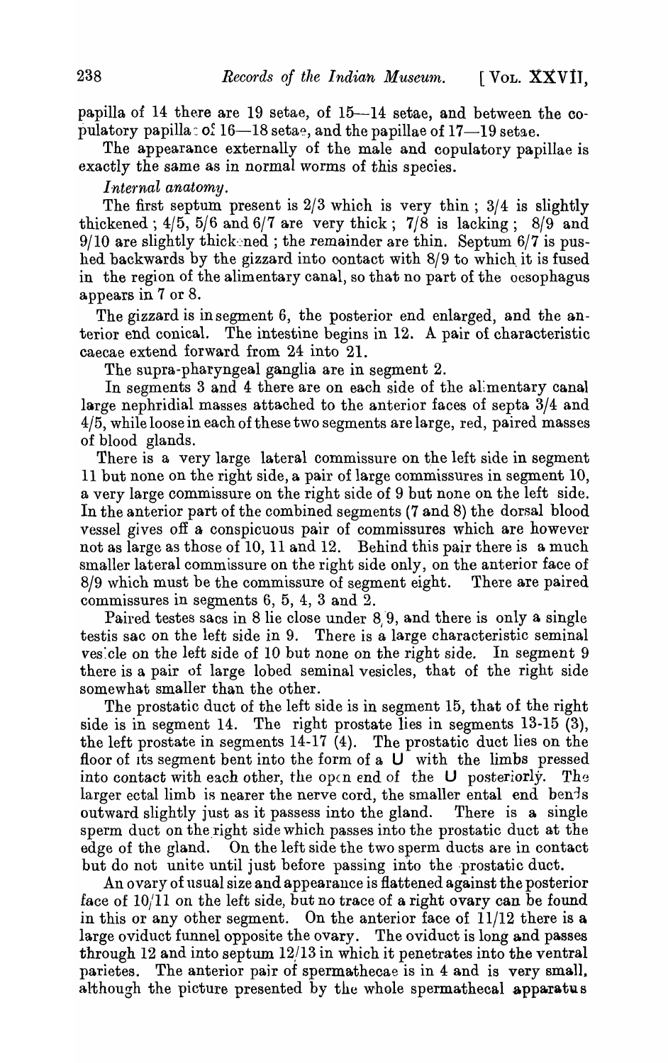papilla of 14 there are 19 setae, of 15—14 setae, and between the copulatory papillae of 16—18 setae, and the papillae of 17—19 setae.

The appearance externally of the male and copulatory papillae is exactly the same as in normal worms of this species.

*Internal anatomy.*

The first septum present is 2/3 which is very thin; 3/4 is slightly thickened; 4/5, 5/6 and 6/7 are very thick; 7/8 is lacking; 8/9 and 9/10 are slightly thickened; the remainder are thin. Septum 6/7 is pushed backwards by the gizzard into contact with 8/9 to which it is fused in the region of the alimentary canal, so that no part of the oesophagus appears in 7 or 8.

The gizzard is in segment 6, the posterior end enlarged, and the anterior end conical. The intestine begins in 12. A pair of characteristic caecae extend forward from 24 into 21.

The supra-pharyngeal ganglia are in segment 2.

In segments 3 and 4 there are on each side of the alimentary canal large nephridial masses attached to the anterior faces of septa 3/4 and 4/5, while loose in each of these two segments are large, red, paired masses of blood glands.

There is a very large lateral commissure on the left side in segment 11 but none on the right side, a pair of large commissures in segment 10, a very large commissure on the right side of 9 but none on the left side. In the anterior part of the combined segments (7 and 8) the dorsal blood vessel gives off a conspicuous pair of commissures which are however not as large as those of 10, 11 and 12. Behind this pair there is a much smaller lateral commissure on the right side only, on the anterior face of 8/9 which must be the commissure of segment eight. There are paired commissures in segments 6, 5, 4, 3 and 2.

Paired testes sacs in 8 lie close under 8/9, and there is only a single testis sac on the left side in 9. There is a large characteristic seminal vesicle on the left side of 10 but none on the right side. In segment 9 there is a pair of large lobed seminal vesicles, that of the right side somewhat smaller than the other.

The prostatic duct of the left side is in segment 15, that of the right side is in segment 14. The right prostate lies in segments 13-15 (3), the left prostate in segments 14-17 (4). The prostatic duct lies on the floor of its segment bent into the form of a U with the limbs pressed into contact with each other, the open end of the U posteriorly. The larger ectal limb is nearer the nerve cord, the smaller ental end bends outward slightly just as it passess into the gland. There is a single sperm duct on the right side which passes into the prostatic duct at the edge of the gland. On the left side the two sperm ducts are in contact but do not unite until just before passing into the prostatic duct.

An ovary of usual size and appearance is flattened against the posterior face of 10/11 on the left side, but no trace of a right ovary can be found in this or any other segment. On the anterior face of 11/12 there is a large oviduct funnel opposite the ovary. The oviduct is long and passes through 12 and into septum 12/13 in which it penetrates into the ventral parietes. The anterior pair of spermathecae is in 4 and is very small, although the picture presented by the whole spermathecal apparatus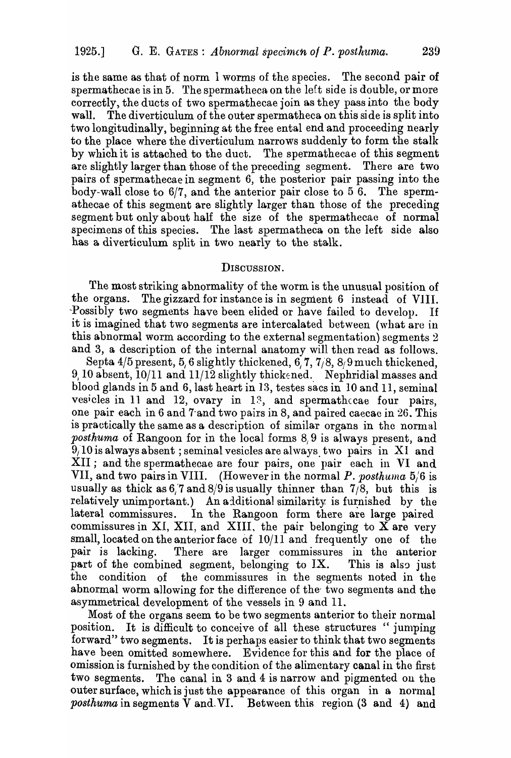is the same as that of norm l worms of the species. The second pair of spermathecae is in 5. The spermatheca on the left side is double, or more correctly, the ducts of two spermathecae join as they pass into the body wall. The diverticulum of the outer spermatheca on this side is split into two longitudinally, beginning at the free ental end and proceeding nearly to the place where the diverticulum narrows suddenly to form the stalk by which it is attached to the duct. The spermathecae of this segment are slightly larger than those of the preceding segment. There are two pairs of spermathecae in segment 6, the posterior pair passing into the body-wall close to 6/7, and the anterior pair close to 5 6. The spermathecae of this segment are slightly larger than those of the preceding segment but only about half the size of the spermathecae of normal specimens of this species. The last spermatheca on the left side also has a diverticulum split in two nearly to the stalk.

## Discussion.

The most striking abnormality of the worm is the unusual position of the organs. The gizzard for instance is in segment 6 instead of VIII. Possibly two segments have been elided or have failed to develop. If it is imagined that two segments are intercalated between (what are in this abnormal worm according to the external segmentation) segments 2 and 3, a description of the internal anatomy will then read as follows.

Septa 4/5 present, 5/6 slightly thickened, 6/7, 7/8, 8/9 much thickened, 9/10 absent, 10/11 and 11/12 slightly thickened. Nephridial masses and blood glands in 5 and 6, last heart in 13, testes sacs in 10 and 11, seminal vesicles in 11 and 12, ovary in 13, and spermathecae four pairs, one pair each in 6 and 7 and two pairs in 8, and paired caecae in 26. This is practically the same as a description of similar organs in the normal *posthuma* of Rangoon for in the local forms 8/9 is always present, and 9/10 is always absent; seminal vesicles are always two pairs in XI and XII; and the spermathecae are four pairs, one pair each in VI and VII, and two pairs in VIII. (However in the normal *P. posthuma* 5/6 is usually as thick as 6/7 and 8/9 is usually thinner than 7/8, but this is relatively unimportant.) An additional similarity is furnished by the lateral commissures. In the Rangoon form there are large paired commissures in XI, XII, and XIII, the pair belonging to X are very small, located on the anterior face of 10/11 and frequently one of the pair is lacking. There are larger commissures in the anterior part of the combined segment, belonging to IX. This is also just the condition of the commissures in the segments noted in the abnormal worm allowing for the difference of the two segments and the asymmetrical development of the vessels in 9 and 11.

Most of the organs seem to be two segments anterior to their normal position. It is difficult to conceive of all these structures "jumping forward" two segments. It is perhaps easier to think that two segments have been omitted somewhere. Evidence for this and for the place of omission is furnished by the condition of the alimentary canal in the first two segments. The canal in 3 and 4 is narrow and pigmented on the outer surface, which is just the appearance of this organ in a normal *posthuma* in segments V and VI. Between this region (3 and 4) and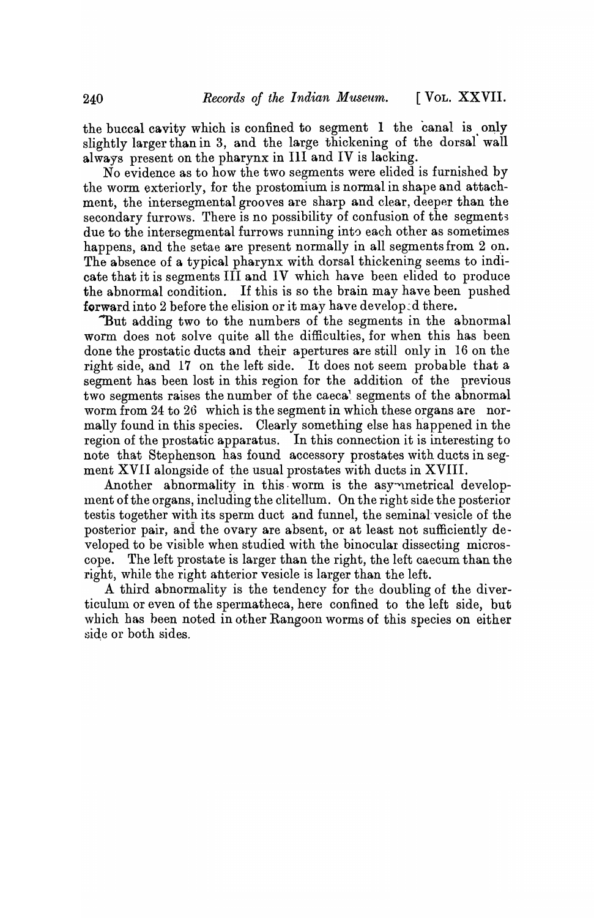the buccal cavity which is confined to segment 1 the canal is only slightly larger than in 3, and the large thickening of the dorsal wall always present on the pharynx in III and IV is lacking.

No evidence as to how the two segments were elided is furnished by the worm exteriorly, for the prostomium is normal in shape and attachment, the intersegmental grooves are sharp and clear, deeper than the secondary furrows. There is no possibility of confusion of the segments due to the intersegmental furrows running into each other as sometimes happens, and the setae are present normally in all segments from 2 on. The absence of a typical pharynx with dorsal thickening seems to indicate that it is segments III and IV which have been elided to produce the abnormal condition. If this is so the brain may have been pushed forward into 2 before the elision or it may have developed there.

But adding two to the numbers of the segments in the abnormal worm does not solve quite all the difficulties, for when this has been done the prostatic ducts and their apertures are still only in 16 on the right side, and 17 on the left side. It does not seem probable that a segment has been lost in this region for the addition of the previous two segments raises the number of the caecal segments of the abnormal worm from 24 to 26 which is the segment in which these organs are normally found in this species. Clearly something else has happened in the region of the prostatic apparatus. In this connection it is interesting to note that Stephenson has found accessory prostates with ducts in segment XVII alongside of the usual prostates with ducts in XVIII.

Another abnormality in this worm is the asymmetrical development of the organs, including the clitellum. On the right side the posterior testis together with its sperm duct and funnel, the seminal vesicle of the posterior pair, and the ovary are absent, or at least not sufficiently developed to be visible when studied with the binocular dissecting microscope. The left prostate is larger than the right, the left caecum than the right, while the right anterior vesicle is larger than the left.

A third abnormality is the tendency for the doubling of the diverticulum or even of the spermatheca, here confined to the left side, but which has been noted in other Rangoon worms of this species on either side or both sides.